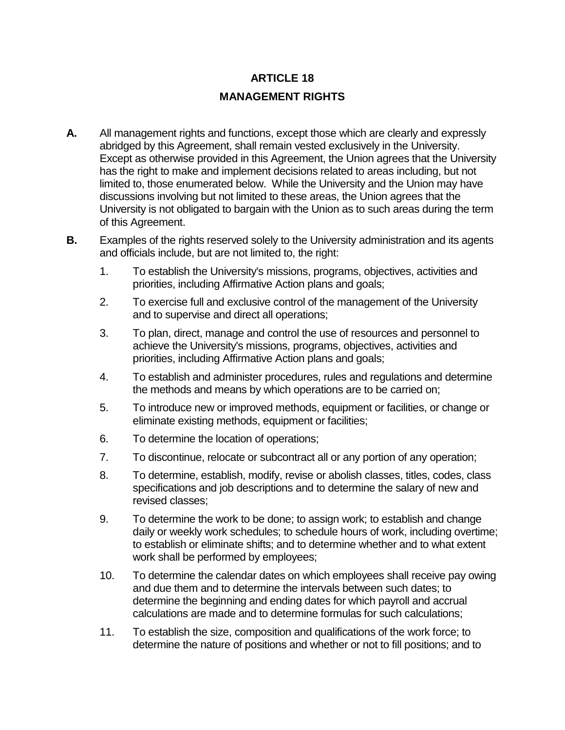# ARTICLE 18

## MANAGEMENT RIGHTS

**A.** All management rights and functions, except those which are clearly and expressly abridged by this Agreement, shall remain vested exclusively in the University. Except as otherwise provided in this Agreement, the Union agrees that the University has the right to make and implement decisions related to areas including, but not limited to, those enumerated below. While the University and the Union may have discussions involving but not limited to these areas, the Union agrees that the University is not obligated to bargain with the Union as to such areas during the term of this Agreement.

**B.** Examples of the rights reserved solely to the University administration and its agents and officials include, but are not limited to, the right:

1. To establish the University's missions, programs, objectives, activities and priorities, including Affirmative Action plans and goals;
2. To exercise full and exclusive control of the management of the University and to supervise and direct all operations;
3. To plan, direct, manage and control the use of resources and personnel to achieve the University's missions, programs, objectives, activities and priorities, including Affirmative Action plans and goals;
4. To establish and administer procedures, rules and regulations and determine the methods and means by which operations are to be carried on;
5. To introduce new or improved methods, equipment or facilities, or change or eliminate existing methods, equipment or facilities;
6. To determine the location of operations;
7. To discontinue, relocate or subcontract all or any portion of any operation;
8. To determine, establish, modify, revise or abolish classes, titles, codes, class specifications and job descriptions and to determine the salary of new and revised classes;
9. To determine the work to be done; to assign work; to establish and change daily or weekly work schedules; to schedule hours of work, including overtime; to establish or eliminate shifts; and to determine whether and to what extent work shall be performed by employees;
10. To determine the calendar dates on which employees shall receive pay owing and due them and to determine the intervals between such dates; to determine the beginning and ending dates for which payroll and accrual calculations are made and to determine formulas for such calculations;
11. To establish the size, composition and qualifications of the work force; to determine the nature of positions and whether or not to fill positions; and to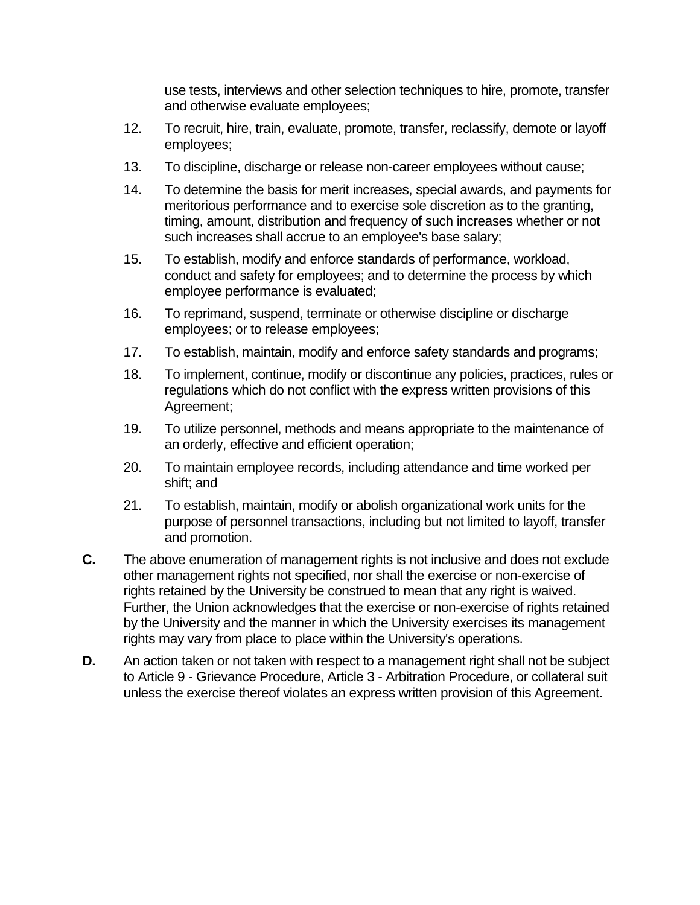use tests, interviews and other selection techniques to hire, promote, transfer and otherwise evaluate employees;

12. To recruit, hire, train, evaluate, promote, transfer, reclassify, demote or layoff employees;
13. To discipline, discharge or release non-career employees without cause;
14. To determine the basis for merit increases, special awards, and payments for meritorious performance and to exercise sole discretion as to the granting, timing, amount, distribution and frequency of such increases whether or not such increases shall accrue to an employee's base salary;
15. To establish, modify and enforce standards of performance, workload, conduct and safety for employees; and to determine the process by which employee performance is evaluated;
16. To reprimand, suspend, terminate or otherwise discipline or discharge employees; or to release employees;
17. To establish, maintain, modify and enforce safety standards and programs;
18. To implement, continue, modify or discontinue any policies, practices, rules or regulations which do not conflict with the express written provisions of this Agreement;
19. To utilize personnel, methods and means appropriate to the maintenance of an orderly, effective and efficient operation;
20. To maintain employee records, including attendance and time worked per shift; and
21. To establish, maintain, modify or abolish organizational work units for the purpose of personnel transactions, including but not limited to layoff, transfer and promotion.

**C.** The above enumeration of management rights is not inclusive and does not exclude other management rights not specified, nor shall the exercise or non-exercise of rights retained by the University be construed to mean that any right is waived. Further, the Union acknowledges that the exercise or non-exercise of rights retained by the University and the manner in which the University exercises its management rights may vary from place to place within the University's operations.

**D.** An action taken or not taken with respect to a management right shall not be subject to Article 9 - Grievance Procedure, Article 3 - Arbitration Procedure, or collateral suit unless the exercise thereof violates an express written provision of this Agreement.